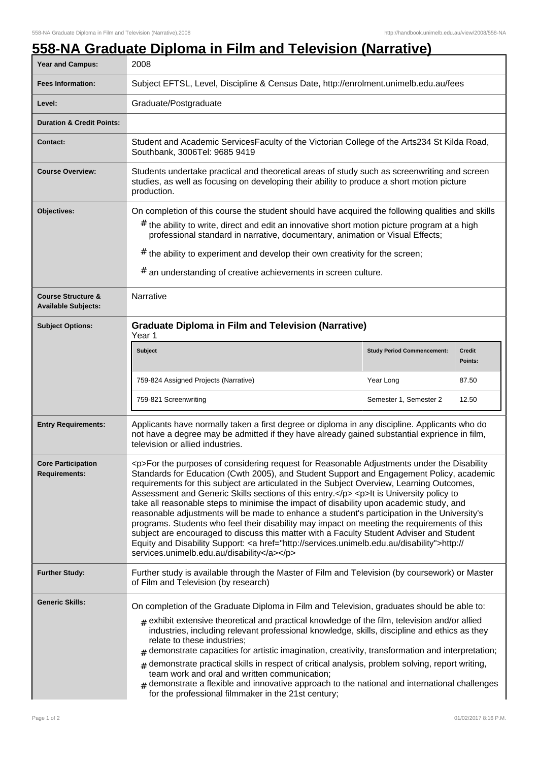# 558-NA Graduate Diploma in Film and Television (Narrative)

| | |
|---|---|
| **Year and Campus:** | 2008 |
| **Fees Information:** | Subject EFTSL, Level, Discipline & Census Date, http://enrolment.unimelb.edu.au/fees |
| **Level:** | Graduate/Postgraduate |
| **Duration & Credit Points:** | |
| **Contact:** | Student and Academic ServicesFaculty of the Victorian College of the Arts234 St Kilda Road, Southbank, 3006Tel: 9685 9419 |
| **Course Overview:** | Students undertake practical and theoretical areas of study such as screenwriting and screen studies, as well as focusing on developing their ability to produce a short motion picture production. |
| **Objectives:** | On completion of this course the student should have acquired the following qualities and skills<br># the ability to write, direct and edit an innovative short motion picture program at a high professional standard in narrative, documentary, animation or Visual Effects;<br># the ability to experiment and develop their own creativity for the screen;<br># an understanding of creative achievements in screen culture. |
| **Course Structure & Available Subjects:** | Narrative |
| **Subject Options:** | **Graduate Diploma in Film and Television (Narrative)**<br>Year 1 |

| Subject | Study Period Commencement: | Credit Points: |
|---|---|---|
| 759-824 Assigned Projects (Narrative) | Year Long | 87.50 |
| 759-821 Screenwriting | Semester 1, Semester 2 | 12.50 |

| | |
|---|---|
| **Entry Requirements:** | Applicants have normally taken a first degree or diploma in any discipline. Applicants who do not have a degree may be admitted if they have already gained substantial exprience in film, television or allied industries. |
| **Core Participation Requirements:** | <p>For the purposes of considering request for Reasonable Adjustments under the Disability Standards for Education (Cwth 2005), and Student Support and Engagement Policy, academic requirements for this subject are articulated in the Subject Overview, Learning Outcomes, Assessment and Generic Skills sections of this entry.</p> <p>It is University policy to take all reasonable steps to minimise the impact of disability upon academic study, and reasonable adjustments will be made to enhance a student's participation in the University's programs. Students who feel their disability may impact on meeting the requirements of this subject are encouraged to discuss this matter with a Faculty Student Adviser and Student Equity and Disability Support: <a href="http://services.unimelb.edu.au/disability">http://services.unimelb.edu.au/disability</a></p> |
| **Further Study:** | Further study is available through the Master of Film and Television (by coursework) or Master of Film and Television (by research) |
| **Generic Skills:** | On completion of the Graduate Diploma in Film and Television, graduates should be able to:<br># exhibit extensive theoretical and practical knowledge of the film, television and/or allied industries, including relevant professional knowledge, skills, discipline and ethics as they relate to these industries;<br># demonstrate capacities for artistic imagination, creativity, transformation and interpretation;<br># demonstrate practical skills in respect of critical analysis, problem solving, report writing, team work and oral and written communication;<br># demonstrate a flexible and innovative approach to the national and international challenges for the professional filmmaker in the 21st century; |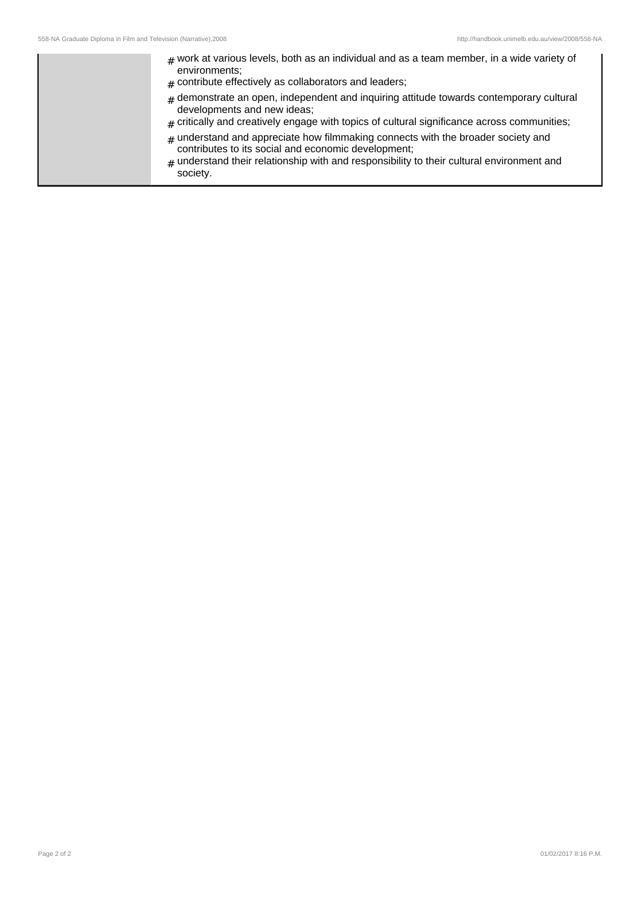- work at various levels, both as an individual and as a team member, in a wide variety of environments;
- contribute effectively as collaborators and leaders;
- demonstrate an open, independent and inquiring attitude towards contemporary cultural developments and new ideas;
- critically and creatively engage with topics of cultural significance across communities;
- understand and appreciate how filmmaking connects with the broader society and contributes to its social and economic development;
- understand their relationship with and responsibility to their cultural environment and society.